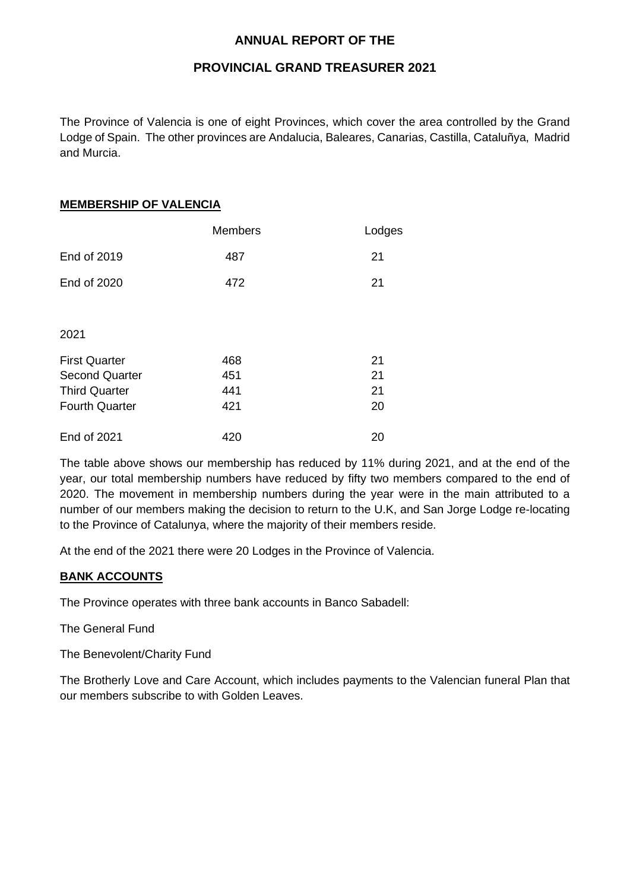# ANNUAL REPORT OF THE

# PROVINCIAL GRAND TREASURER 2021

The Province of Valencia is one of eight Provinces, which cover the area controlled by the Grand Lodge of Spain. The other provinces are Andalucia, Baleares, Canarias, Castilla, Cataluñya, Madrid and Murcia.

## MEMBERSHIP OF VALENCIA

| | Members | Lodges |
|---|---|---|
| End of 2019 | 487 | 21 |
| End of 2020 | 472 | 21 |
| 2021 | | |
| First Quarter | 468 | 21 |
| Second Quarter | 451 | 21 |
| Third Quarter | 441 | 21 |
| Fourth Quarter | 421 | 20 |
| End of 2021 | 420 | 20 |

The table above shows our membership has reduced by 11% during 2021, and at the end of the year, our total membership numbers have reduced by fifty two members compared to the end of 2020. The movement in membership numbers during the year were in the main attributed to a number of our members making the decision to return to the U.K, and San Jorge Lodge re-locating to the Province of Catalunya, where the majority of their members reside.

At the end of the 2021 there were 20 Lodges in the Province of Valencia.

## BANK ACCOUNTS

The Province operates with three bank accounts in Banco Sabadell:

The General Fund

The Benevolent/Charity Fund

The Brotherly Love and Care Account, which includes payments to the Valencian funeral Plan that our members subscribe to with Golden Leaves.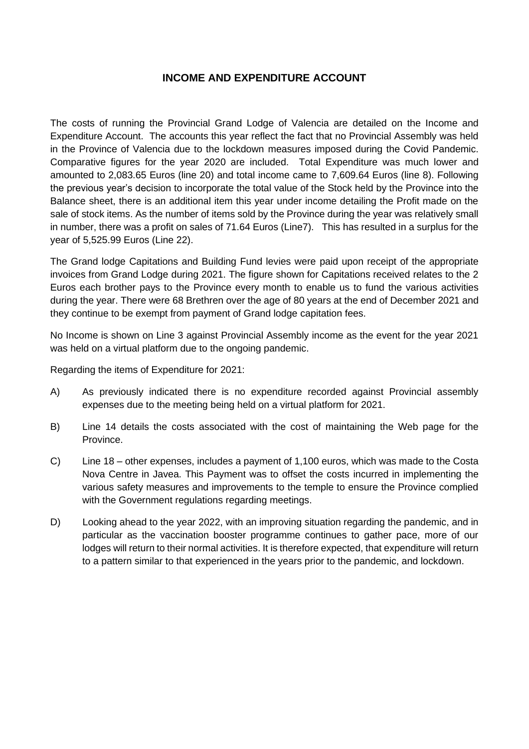## INCOME AND EXPENDITURE ACCOUNT

The costs of running the Provincial Grand Lodge of Valencia are detailed on the Income and Expenditure Account. The accounts this year reflect the fact that no Provincial Assembly was held in the Province of Valencia due to the lockdown measures imposed during the Covid Pandemic. Comparative figures for the year 2020 are included. Total Expenditure was much lower and amounted to 2,083.65 Euros (line 20) and total income came to 7,609.64 Euros (line 8). Following the previous year's decision to incorporate the total value of the Stock held by the Province into the Balance sheet, there is an additional item this year under income detailing the Profit made on the sale of stock items. As the number of items sold by the Province during the year was relatively small in number, there was a profit on sales of 71.64 Euros (Line7). This has resulted in a surplus for the year of 5,525.99 Euros (Line 22).

The Grand lodge Capitations and Building Fund levies were paid upon receipt of the appropriate invoices from Grand Lodge during 2021. The figure shown for Capitations received relates to the 2 Euros each brother pays to the Province every month to enable us to fund the various activities during the year. There were 68 Brethren over the age of 80 years at the end of December 2021 and they continue to be exempt from payment of Grand lodge capitation fees.

No Income is shown on Line 3 against Provincial Assembly income as the event for the year 2021 was held on a virtual platform due to the ongoing pandemic.

Regarding the items of Expenditure for 2021:

A) As previously indicated there is no expenditure recorded against Provincial assembly expenses due to the meeting being held on a virtual platform for 2021.

B) Line 14 details the costs associated with the cost of maintaining the Web page for the Province.

C) Line 18 – other expenses, includes a payment of 1,100 euros, which was made to the Costa Nova Centre in Javea. This Payment was to offset the costs incurred in implementing the various safety measures and improvements to the temple to ensure the Province complied with the Government regulations regarding meetings.

D) Looking ahead to the year 2022, with an improving situation regarding the pandemic, and in particular as the vaccination booster programme continues to gather pace, more of our lodges will return to their normal activities. It is therefore expected, that expenditure will return to a pattern similar to that experienced in the years prior to the pandemic, and lockdown.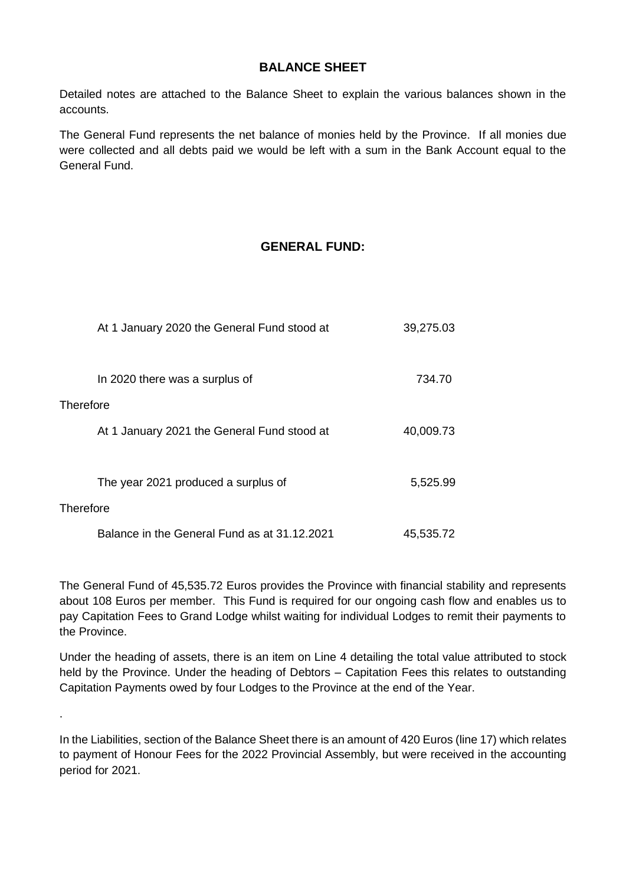## BALANCE SHEET

Detailed notes are attached to the Balance Sheet to explain the various balances shown in the accounts.

The General Fund represents the net balance of monies held by the Province. If all monies due were collected and all debts paid we would be left with a sum in the Bank Account equal to the General Fund.

## GENERAL FUND:

| | |
|---|---|
| At 1 January 2020 the General Fund stood at | 39,275.03 |
| In 2020 there was a surplus of | 734.70 |
| Therefore | |
| At 1 January 2021 the General Fund stood at | 40,009.73 |
| The year 2021 produced a surplus of | 5,525.99 |
| Therefore | |
| Balance in the General Fund as at 31.12.2021 | 45,535.72 |

The General Fund of 45,535.72 Euros provides the Province with financial stability and represents about 108 Euros per member. This Fund is required for our ongoing cash flow and enables us to pay Capitation Fees to Grand Lodge whilst waiting for individual Lodges to remit their payments to the Province.

Under the heading of assets, there is an item on Line 4 detailing the total value attributed to stock held by the Province. Under the heading of Debtors – Capitation Fees this relates to outstanding Capitation Payments owed by four Lodges to the Province at the end of the Year.

.

In the Liabilities, section of the Balance Sheet there is an amount of 420 Euros (line 17) which relates to payment of Honour Fees for the 2022 Provincial Assembly, but were received in the accounting period for 2021.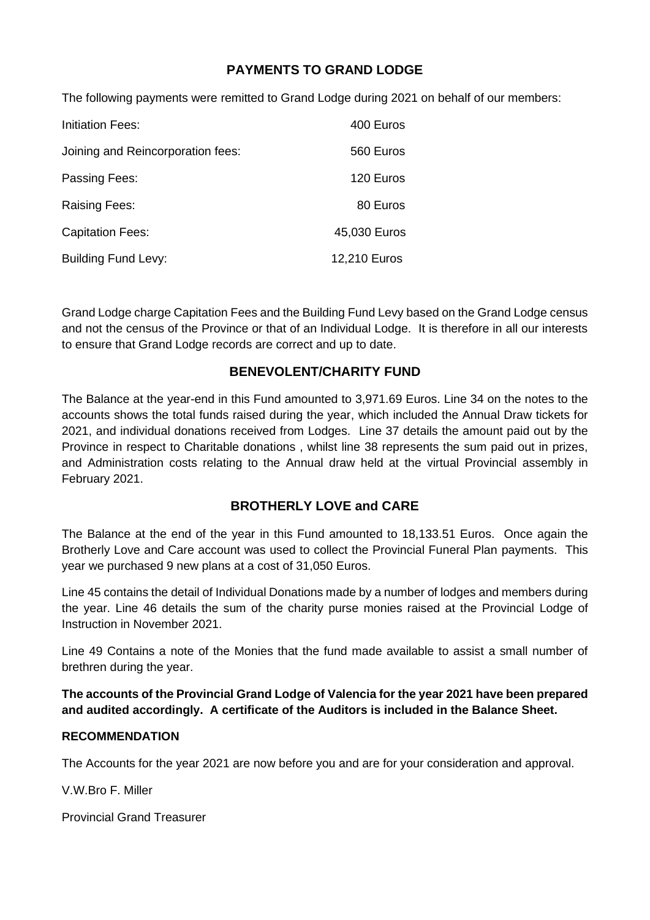## PAYMENTS TO GRAND LODGE

The following payments were remitted to Grand Lodge during 2021 on behalf of our members:

| | |
|---|---|
| Initiation Fees: | 400 Euros |
| Joining and Reincorporation fees: | 560 Euros |
| Passing Fees: | 120 Euros |
| Raising Fees: | 80 Euros |
| Capitation Fees: | 45,030 Euros |
| Building Fund Levy: | 12,210 Euros |

Grand Lodge charge Capitation Fees and the Building Fund Levy based on the Grand Lodge census and not the census of the Province or that of an Individual Lodge. It is therefore in all our interests to ensure that Grand Lodge records are correct and up to date.

## BENEVOLENT/CHARITY FUND

The Balance at the year-end in this Fund amounted to 3,971.69 Euros. Line 34 on the notes to the accounts shows the total funds raised during the year, which included the Annual Draw tickets for 2021, and individual donations received from Lodges. Line 37 details the amount paid out by the Province in respect to Charitable donations , whilst line 38 represents the sum paid out in prizes, and Administration costs relating to the Annual draw held at the virtual Provincial assembly in February 2021.

## BROTHERLY LOVE and CARE

The Balance at the end of the year in this Fund amounted to 18,133.51 Euros. Once again the Brotherly Love and Care account was used to collect the Provincial Funeral Plan payments. This year we purchased 9 new plans at a cost of 31,050 Euros.

Line 45 contains the detail of Individual Donations made by a number of lodges and members during the year. Line 46 details the sum of the charity purse monies raised at the Provincial Lodge of Instruction in November 2021.

Line 49 Contains a note of the Monies that the fund made available to assist a small number of brethren during the year.

**The accounts of the Provincial Grand Lodge of Valencia for the year 2021 have been prepared and audited accordingly. A certificate of the Auditors is included in the Balance Sheet.**

**RECOMMENDATION**

The Accounts for the year 2021 are now before you and are for your consideration and approval.

V.W.Bro F. Miller

Provincial Grand Treasurer